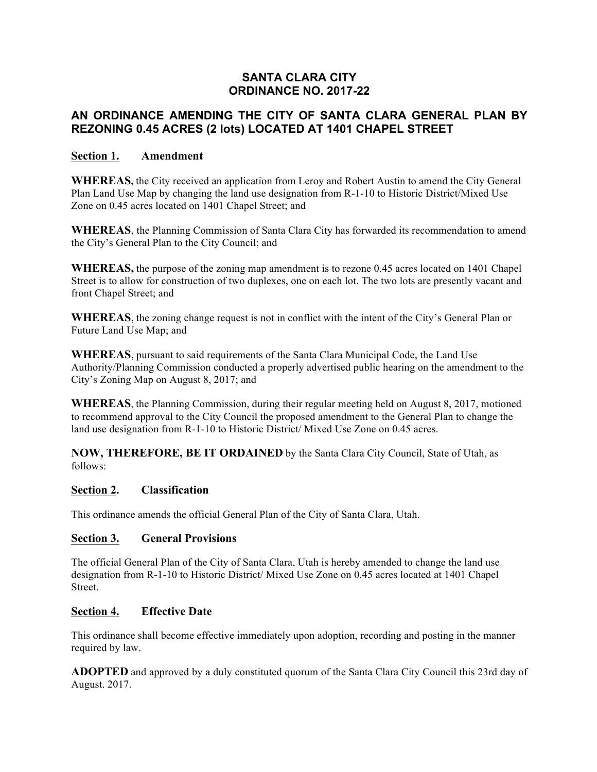# SANTA CLARA CITY
# ORDINANCE NO. 2017-22

## AN ORDINANCE AMENDING THE CITY OF SANTA CLARA GENERAL PLAN BY REZONING 0.45 ACRES (2 lots) LOCATED AT 1401 CHAPEL STREET

### Section 1. Amendment

**WHEREAS,** the City received an application from Leroy and Robert Austin to amend the City General Plan Land Use Map by changing the land use designation from R-1-10 to Historic District/Mixed Use Zone on 0.45 acres located on 1401 Chapel Street; and

**WHEREAS**, the Planning Commission of Santa Clara City has forwarded its recommendation to amend the City's General Plan to the City Council; and

**WHEREAS,** the purpose of the zoning map amendment is to rezone 0.45 acres located on 1401 Chapel Street is to allow for construction of two duplexes, one on each lot. The two lots are presently vacant and front Chapel Street; and

**WHEREAS**, the zoning change request is not in conflict with the intent of the City's General Plan or Future Land Use Map; and

**WHEREAS**, pursuant to said requirements of the Santa Clara Municipal Code, the Land Use Authority/Planning Commission conducted a properly advertised public hearing on the amendment to the City's Zoning Map on August 8, 2017; and

**WHEREAS**, the Planning Commission, during their regular meeting held on August 8, 2017, motioned to recommend approval to the City Council the proposed amendment to the General Plan to change the land use designation from R-1-10 to Historic District/ Mixed Use Zone on 0.45 acres.

**NOW, THEREFORE, BE IT ORDAINED** by the Santa Clara City Council, State of Utah, as follows:

### Section 2. Classification

This ordinance amends the official General Plan of the City of Santa Clara, Utah.

### Section 3. General Provisions

The official General Plan of the City of Santa Clara, Utah is hereby amended to change the land use designation from R-1-10 to Historic District/ Mixed Use Zone on 0.45 acres located at 1401 Chapel Street.

### Section 4. Effective Date

This ordinance shall become effective immediately upon adoption, recording and posting in the manner required by law.

**ADOPTED** and approved by a duly constituted quorum of the Santa Clara City Council this 23rd day of August. 2017.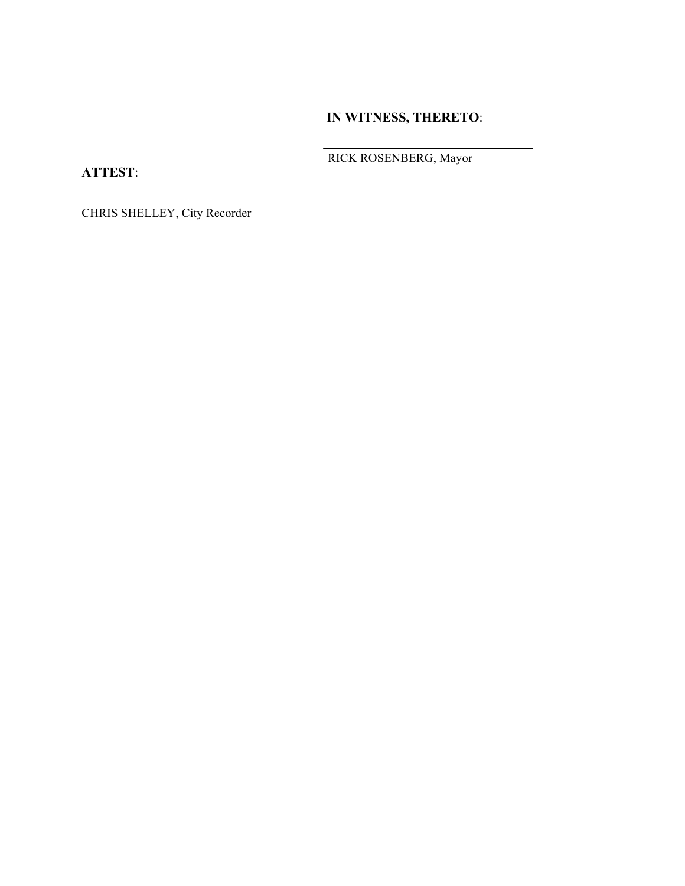**IN WITNESS, THERETO**:

\_\_\_\_\_\_\_\_\_\_\_\_\_\_\_\_\_\_\_\_\_\_\_\_\_\_\_\_\_\_\_\_\_\_

RICK ROSENBERG, Mayor

**ATTEST**:

\_\_\_\_\_\_\_\_\_\_\_\_\_\_\_\_\_\_\_\_\_\_\_\_\_\_\_\_\_\_\_\_\_\_

CHRIS SHELLEY, City Recorder